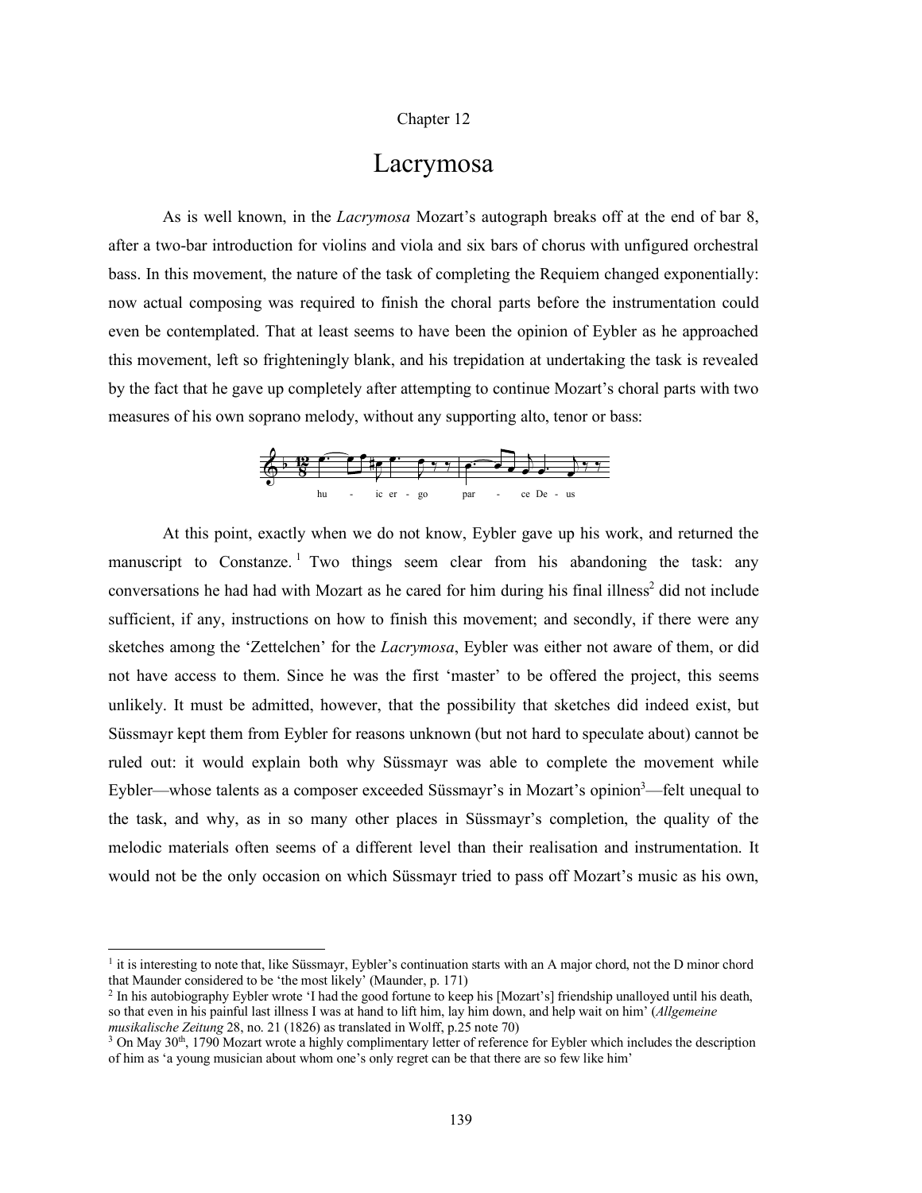Chapter 12

# Lacrymosa

As is well known, in the *Lacrymosa* Mozart's autograph breaks off at the end of bar 8, after a two-bar introduction for violins and viola and six bars of chorus with unfigured orchestral bass. In this movement, the nature of the task of completing the Requiem changed exponentially: now actual composing was required to finish the choral parts before the instrumentation could even be contemplated. That at least seems to have been the opinion of Eybler as he approached this movement, left so frighteningly blank, and his trepidation at undertaking the task is revealed by the fact that he gave up completely after attempting to continue Mozart's choral parts with two measures of his own soprano melody, without any supporting alto, tenor or bass:

hu - ic er - go par - ce De - us

At this point, exactly when we do not know, Eybler gave up his work, and returned the manuscript to Constanze.[1] Two things seem clear from his abandoning the task: any conversations he had had with Mozart as he cared for him during his final illness[2] did not include sufficient, if any, instructions on how to finish this movement; and secondly, if there were any sketches among the 'Zettelchen' for the *Lacrymosa*, Eybler was either not aware of them, or did not have access to them. Since he was the first 'master' to be offered the project, this seems unlikely. It must be admitted, however, that the possibility that sketches did indeed exist, but Süssmayr kept them from Eybler for reasons unknown (but not hard to speculate about) cannot be ruled out: it would explain both why Süssmayr was able to complete the movement while Eybler—whose talents as a composer exceeded Süssmayr's in Mozart's opinion[3]—felt unequal to the task, and why, as in so many other places in Süssmayr's completion, the quality of the melodic materials often seems of a different level than their realisation and instrumentation. It would not be the only occasion on which Süssmayr tried to pass off Mozart's music as his own,

---

[1] it is interesting to note that, like Süssmayr, Eybler's continuation starts with an A major chord, not the D minor chord that Maunder considered to be 'the most likely' (Maunder, p. 171)

[2] In his autobiography Eybler wrote 'I had the good fortune to keep his [Mozart's] friendship unalloyed until his death, so that even in his painful last illness I was at hand to lift him, lay him down, and help wait on him' (*Allgemeine musikalische Zeitung* 28, no. 21 (1826) as translated in Wolff, p.25 note 70)

[3] On May 30th, 1790 Mozart wrote a highly complimentary letter of reference for Eybler which includes the description of him as 'a young musician about whom one's only regret can be that there are so few like him'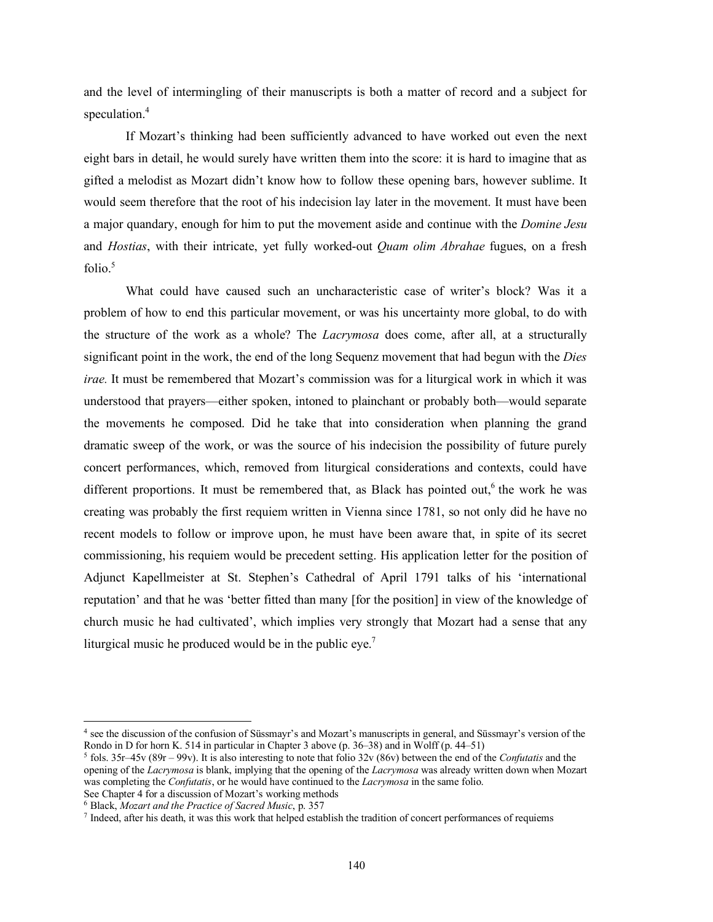and the level of intermingling of their manuscripts is both a matter of record and a subject for speculation.[4]

If Mozart's thinking had been sufficiently advanced to have worked out even the next eight bars in detail, he would surely have written them into the score: it is hard to imagine that as gifted a melodist as Mozart didn't know how to follow these opening bars, however sublime. It would seem therefore that the root of his indecision lay later in the movement. It must have been a major quandary, enough for him to put the movement aside and continue with the *Domine Jesu* and *Hostias*, with their intricate, yet fully worked-out *Quam olim Abrahae* fugues, on a fresh folio.[5]

What could have caused such an uncharacteristic case of writer's block? Was it a problem of how to end this particular movement, or was his uncertainty more global, to do with the structure of the work as a whole? The *Lacrymosa* does come, after all, at a structurally significant point in the work, the end of the long Sequenz movement that had begun with the *Dies irae*. It must be remembered that Mozart's commission was for a liturgical work in which it was understood that prayers—either spoken, intoned to plainchant or probably both—would separate the movements he composed. Did he take that into consideration when planning the grand dramatic sweep of the work, or was the source of his indecision the possibility of future purely concert performances, which, removed from liturgical considerations and contexts, could have different proportions. It must be remembered that, as Black has pointed out,[6] the work he was creating was probably the first requiem written in Vienna since 1781, so not only did he have no recent models to follow or improve upon, he must have been aware that, in spite of its secret commissioning, his requiem would be precedent setting. His application letter for the position of Adjunct Kapellmeister at St. Stephen's Cathedral of April 1791 talks of his 'international reputation' and that he was 'better fitted than many [for the position] in view of the knowledge of church music he had cultivated', which implies very strongly that Mozart had a sense that any liturgical music he produced would be in the public eye.[7]

---

[4] see the discussion of the confusion of Süssmayr's and Mozart's manuscripts in general, and Süssmayr's version of the Rondo in D for horn K. 514 in particular in Chapter 3 above (p. 36–38) and in Wolff (p. 44–51)

[5] fols. 35r–45v (89r – 99v). It is also interesting to note that folio 32v (86v) between the end of the *Confutatis* and the opening of the *Lacrymosa* is blank, implying that the opening of the *Lacrymosa* was already written down when Mozart was completing the *Confutatis*, or he would have continued to the *Lacrymosa* in the same folio.
See Chapter 4 for a discussion of Mozart's working methods

[6] Black, *Mozart and the Practice of Sacred Music*, p. 357

[7] Indeed, after his death, it was this work that helped establish the tradition of concert performances of requiems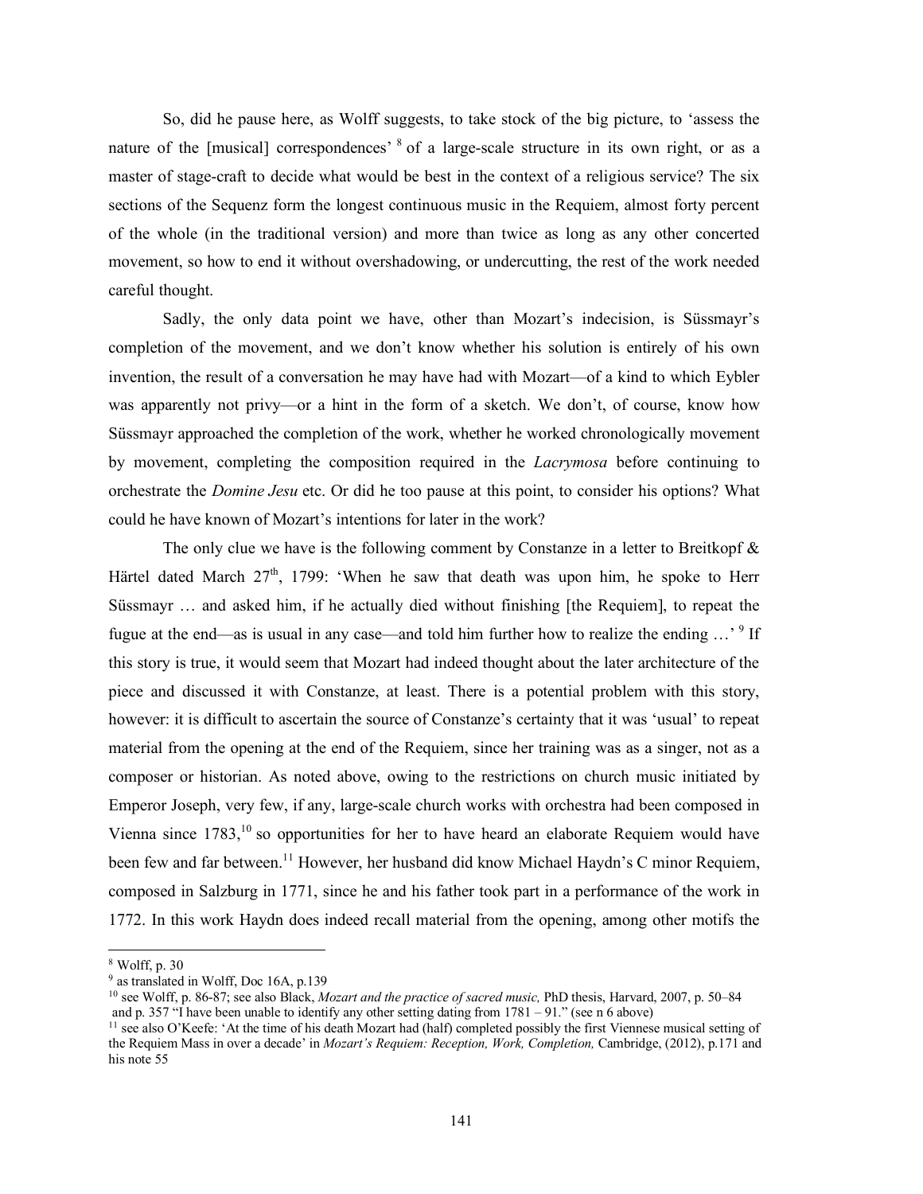So, did he pause here, as Wolff suggests, to take stock of the big picture, to 'assess the nature of the [musical] correspondences' [8] of a large-scale structure in its own right, or as a master of stage-craft to decide what would be best in the context of a religious service? The six sections of the Sequenz form the longest continuous music in the Requiem, almost forty percent of the whole (in the traditional version) and more than twice as long as any other concerted movement, so how to end it without overshadowing, or undercutting, the rest of the work needed careful thought.

Sadly, the only data point we have, other than Mozart's indecision, is Süssmayr's completion of the movement, and we don't know whether his solution is entirely of his own invention, the result of a conversation he may have had with Mozart—of a kind to which Eybler was apparently not privy—or a hint in the form of a sketch. We don't, of course, know how Süssmayr approached the completion of the work, whether he worked chronologically movement by movement, completing the composition required in the *Lacrymosa* before continuing to orchestrate the *Domine Jesu* etc. Or did he too pause at this point, to consider his options? What could he have known of Mozart's intentions for later in the work?

The only clue we have is the following comment by Constanze in a letter to Breitkopf & Härtel dated March 27th, 1799: 'When he saw that death was upon him, he spoke to Herr Süssmayr … and asked him, if he actually died without finishing [the Requiem], to repeat the fugue at the end—as is usual in any case—and told him further how to realize the ending …' [9] If this story is true, it would seem that Mozart had indeed thought about the later architecture of the piece and discussed it with Constanze, at least. There is a potential problem with this story, however: it is difficult to ascertain the source of Constanze's certainty that it was 'usual' to repeat material from the opening at the end of the Requiem, since her training was as a singer, not as a composer or historian. As noted above, owing to the restrictions on church music initiated by Emperor Joseph, very few, if any, large-scale church works with orchestra had been composed in Vienna since 1783,[10] so opportunities for her to have heard an elaborate Requiem would have been few and far between.[11] However, her husband did know Michael Haydn's C minor Requiem, composed in Salzburg in 1771, since he and his father took part in a performance of the work in 1772. In this work Haydn does indeed recall material from the opening, among other motifs the

---

[8] Wolff, p. 30

[9] as translated in Wolff, Doc 16A, p.139

[10] see Wolff, p. 86-87; see also Black, *Mozart and the practice of sacred music,* PhD thesis, Harvard, 2007, p. 50–84 and p. 357 "I have been unable to identify any other setting dating from 1781 – 91." (see n 6 above)

[11] see also O'Keefe: 'At the time of his death Mozart had (half) completed possibly the first Viennese musical setting of the Requiem Mass in over a decade' in *Mozart's Requiem: Reception, Work, Completion,* Cambridge, (2012), p.171 and his note 55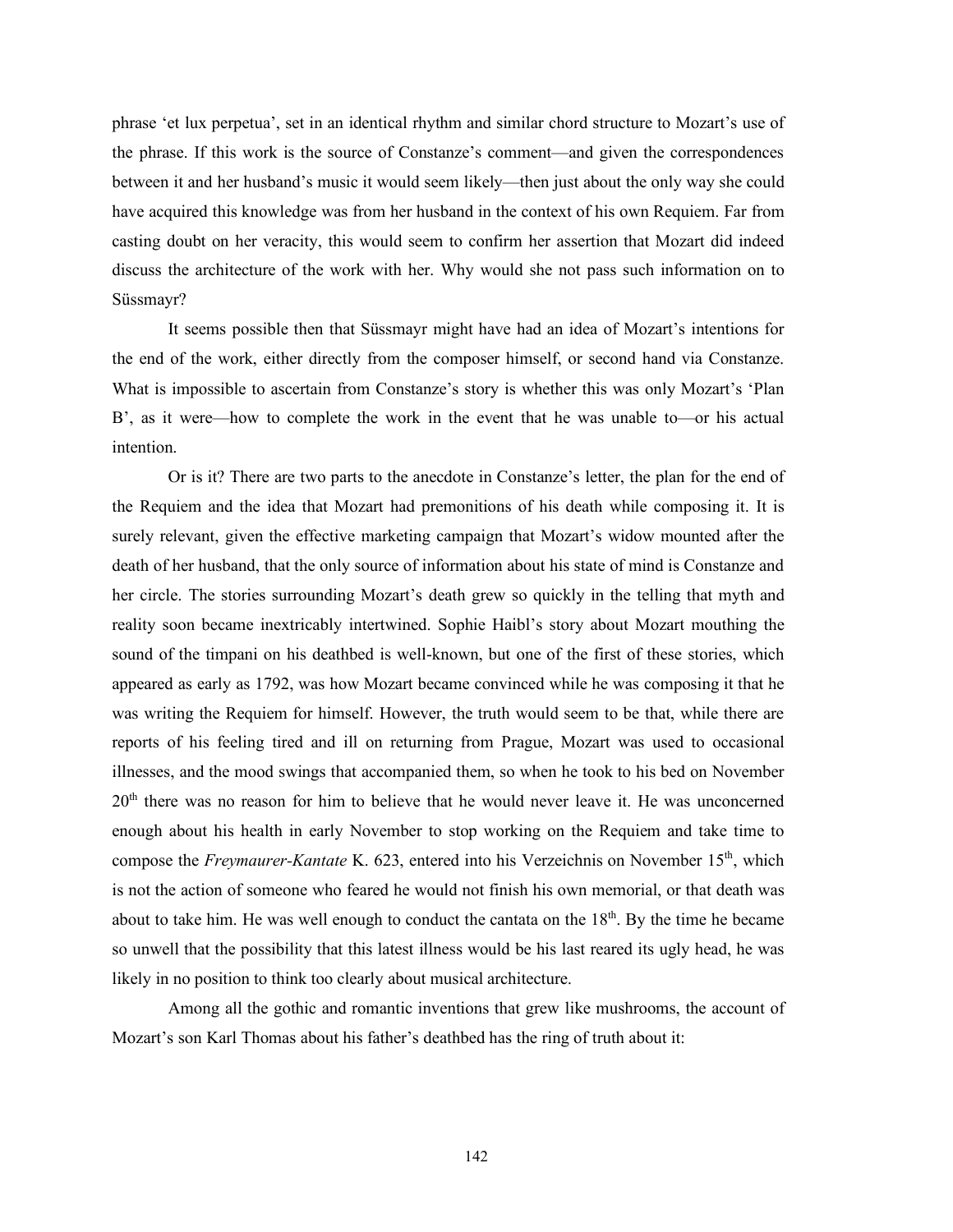phrase 'et lux perpetua', set in an identical rhythm and similar chord structure to Mozart's use of the phrase. If this work is the source of Constanze's comment—and given the correspondences between it and her husband's music it would seem likely—then just about the only way she could have acquired this knowledge was from her husband in the context of his own Requiem. Far from casting doubt on her veracity, this would seem to confirm her assertion that Mozart did indeed discuss the architecture of the work with her. Why would she not pass such information on to Süssmayr?

It seems possible then that Süssmayr might have had an idea of Mozart's intentions for the end of the work, either directly from the composer himself, or second hand via Constanze. What is impossible to ascertain from Constanze's story is whether this was only Mozart's 'Plan B', as it were—how to complete the work in the event that he was unable to—or his actual intention.

Or is it? There are two parts to the anecdote in Constanze's letter, the plan for the end of the Requiem and the idea that Mozart had premonitions of his death while composing it. It is surely relevant, given the effective marketing campaign that Mozart's widow mounted after the death of her husband, that the only source of information about his state of mind is Constanze and her circle. The stories surrounding Mozart's death grew so quickly in the telling that myth and reality soon became inextricably intertwined. Sophie Haibl's story about Mozart mouthing the sound of the timpani on his deathbed is well-known, but one of the first of these stories, which appeared as early as 1792, was how Mozart became convinced while he was composing it that he was writing the Requiem for himself. However, the truth would seem to be that, while there are reports of his feeling tired and ill on returning from Prague, Mozart was used to occasional illnesses, and the mood swings that accompanied them, so when he took to his bed on November 20th there was no reason for him to believe that he would never leave it. He was unconcerned enough about his health in early November to stop working on the Requiem and take time to compose the *Freymaurer-Kantate* K. 623, entered into his Verzeichnis on November 15th, which is not the action of someone who feared he would not finish his own memorial, or that death was about to take him. He was well enough to conduct the cantata on the 18th. By the time he became so unwell that the possibility that this latest illness would be his last reared its ugly head, he was likely in no position to think too clearly about musical architecture.

Among all the gothic and romantic inventions that grew like mushrooms, the account of Mozart's son Karl Thomas about his father's deathbed has the ring of truth about it: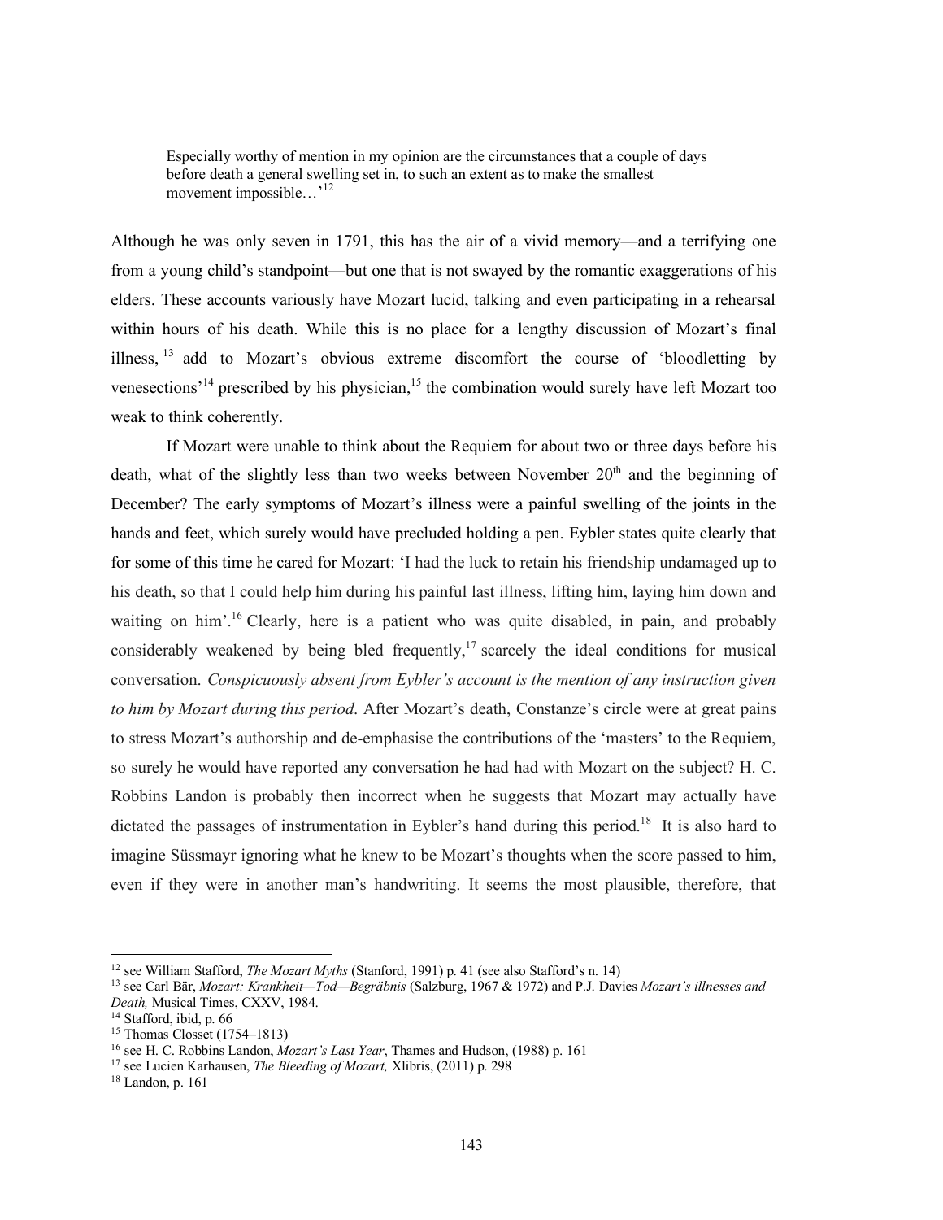> Especially worthy of mention in my opinion are the circumstances that a couple of days before death a general swelling set in, to such an extent as to make the smallest movement impossible…'[12]

Although he was only seven in 1791, this has the air of a vivid memory—and a terrifying one from a young child's standpoint—but one that is not swayed by the romantic exaggerations of his elders. These accounts variously have Mozart lucid, talking and even participating in a rehearsal within hours of his death. While this is no place for a lengthy discussion of Mozart's final illness,[13] add to Mozart's obvious extreme discomfort the course of 'bloodletting by venesections'[14] prescribed by his physician,[15] the combination would surely have left Mozart too weak to think coherently.

If Mozart were unable to think about the Requiem for about two or three days before his death, what of the slightly less than two weeks between November 20th and the beginning of December? The early symptoms of Mozart's illness were a painful swelling of the joints in the hands and feet, which surely would have precluded holding a pen. Eybler states quite clearly that for some of this time he cared for Mozart: 'I had the luck to retain his friendship undamaged up to his death, so that I could help him during his painful last illness, lifting him, laying him down and waiting on him'.[16] Clearly, here is a patient who was quite disabled, in pain, and probably considerably weakened by being bled frequently,[17] scarcely the ideal conditions for musical conversation. *Conspicuously absent from Eybler's account is the mention of any instruction given to him by Mozart during this period*. After Mozart's death, Constanze's circle were at great pains to stress Mozart's authorship and de-emphasise the contributions of the 'masters' to the Requiem, so surely he would have reported any conversation he had had with Mozart on the subject? H. C. Robbins Landon is probably then incorrect when he suggests that Mozart may actually have dictated the passages of instrumentation in Eybler's hand during this period.[18] It is also hard to imagine Süssmayr ignoring what he knew to be Mozart's thoughts when the score passed to him, even if they were in another man's handwriting. It seems the most plausible, therefore, that

---

[12] see William Stafford, *The Mozart Myths* (Stanford, 1991) p. 41 (see also Stafford's n. 14)

[13] see Carl Bär, *Mozart: Krankheit—Tod—Begräbnis* (Salzburg, 1967 & 1972) and P.J. Davies *Mozart's illnesses and Death,* Musical Times, CXXV, 1984.

[14] Stafford, ibid, p. 66

[15] Thomas Closset (1754–1813)

[16] see H. C. Robbins Landon, *Mozart's Last Year*, Thames and Hudson, (1988) p. 161

[17] see Lucien Karhausen, *The Bleeding of Mozart,* Xlibris, (2011) p. 298

[18] Landon, p. 161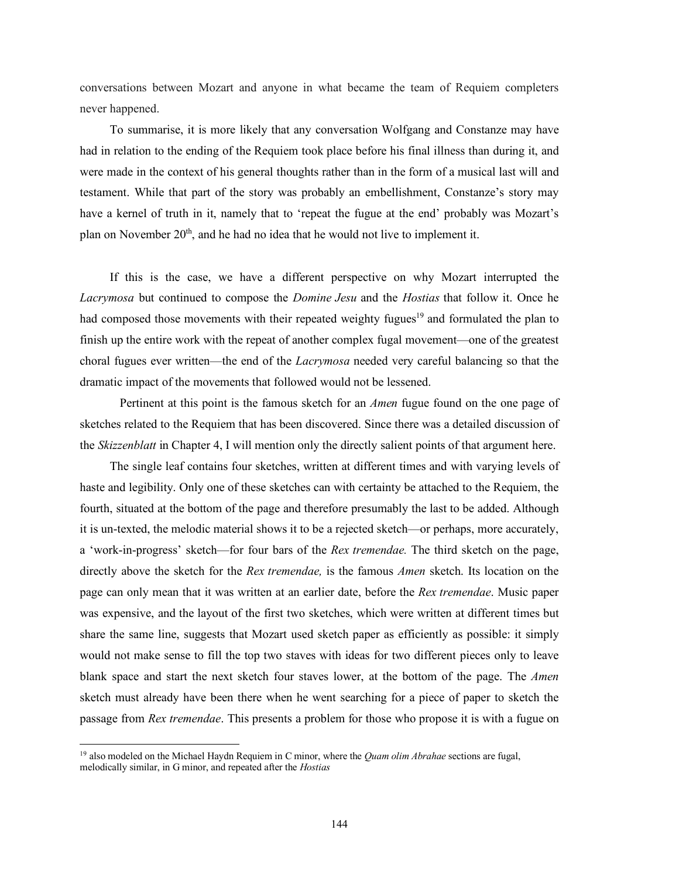conversations between Mozart and anyone in what became the team of Requiem completers never happened.

To summarise, it is more likely that any conversation Wolfgang and Constanze may have had in relation to the ending of the Requiem took place before his final illness than during it, and were made in the context of his general thoughts rather than in the form of a musical last will and testament. While that part of the story was probably an embellishment, Constanze's story may have a kernel of truth in it, namely that to 'repeat the fugue at the end' probably was Mozart's plan on November 20th, and he had no idea that he would not live to implement it.

If this is the case, we have a different perspective on why Mozart interrupted the *Lacrymosa* but continued to compose the *Domine Jesu* and the *Hostias* that follow it. Once he had composed those movements with their repeated weighty fugues[19] and formulated the plan to finish up the entire work with the repeat of another complex fugal movement—one of the greatest choral fugues ever written—the end of the *Lacrymosa* needed very careful balancing so that the dramatic impact of the movements that followed would not be lessened.

Pertinent at this point is the famous sketch for an *Amen* fugue found on the one page of sketches related to the Requiem that has been discovered. Since there was a detailed discussion of the *Skizzenblatt* in Chapter 4, I will mention only the directly salient points of that argument here.

The single leaf contains four sketches, written at different times and with varying levels of haste and legibility. Only one of these sketches can with certainty be attached to the Requiem, the fourth, situated at the bottom of the page and therefore presumably the last to be added. Although it is un-texted, the melodic material shows it to be a rejected sketch—or perhaps, more accurately, a 'work-in-progress' sketch—for four bars of the *Rex tremendae.* The third sketch on the page, directly above the sketch for the *Rex tremendae,* is the famous *Amen* sketch. Its location on the page can only mean that it was written at an earlier date, before the *Rex tremendae*. Music paper was expensive, and the layout of the first two sketches, which were written at different times but share the same line, suggests that Mozart used sketch paper as efficiently as possible: it simply would not make sense to fill the top two staves with ideas for two different pieces only to leave blank space and start the next sketch four staves lower, at the bottom of the page. The *Amen* sketch must already have been there when he went searching for a piece of paper to sketch the passage from *Rex tremendae*. This presents a problem for those who propose it is with a fugue on

[19] also modeled on the Michael Haydn Requiem in C minor, where the *Quam olim Abrahae* sections are fugal, melodically similar, in G minor, and repeated after the *Hostias*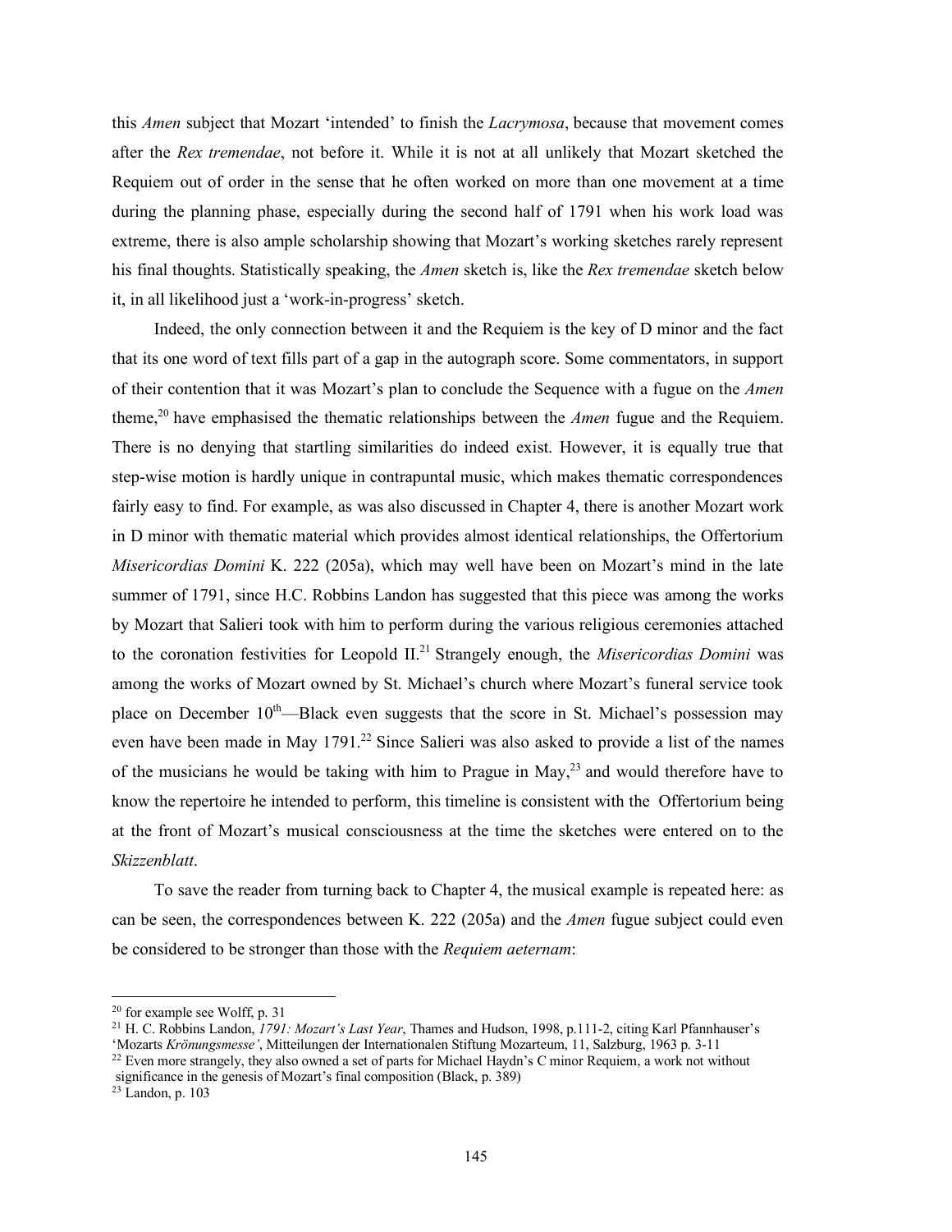this *Amen* subject that Mozart 'intended' to finish the *Lacrymosa*, because that movement comes after the *Rex tremendae*, not before it. While it is not at all unlikely that Mozart sketched the Requiem out of order in the sense that he often worked on more than one movement at a time during the planning phase, especially during the second half of 1791 when his work load was extreme, there is also ample scholarship showing that Mozart's working sketches rarely represent his final thoughts. Statistically speaking, the *Amen* sketch is, like the *Rex tremendae* sketch below it, in all likelihood just a 'work-in-progress' sketch.

Indeed, the only connection between it and the Requiem is the key of D minor and the fact that its one word of text fills part of a gap in the autograph score. Some commentators, in support of their contention that it was Mozart's plan to conclude the Sequence with a fugue on the *Amen* theme,[20] have emphasised the thematic relationships between the *Amen* fugue and the Requiem. There is no denying that startling similarities do indeed exist. However, it is equally true that step-wise motion is hardly unique in contrapuntal music, which makes thematic correspondences fairly easy to find. For example, as was also discussed in Chapter 4, there is another Mozart work in D minor with thematic material which provides almost identical relationships, the Offertorium *Misericordias Domini* K. 222 (205a), which may well have been on Mozart's mind in the late summer of 1791, since H.C. Robbins Landon has suggested that this piece was among the works by Mozart that Salieri took with him to perform during the various religious ceremonies attached to the coronation festivities for Leopold II.[21] Strangely enough, the *Misericordias Domini* was among the works of Mozart owned by St. Michael's church where Mozart's funeral service took place on December 10th—Black even suggests that the score in St. Michael's possession may even have been made in May 1791.[22] Since Salieri was also asked to provide a list of the names of the musicians he would be taking with him to Prague in May,[23] and would therefore have to know the repertoire he intended to perform, this timeline is consistent with the Offertorium being at the front of Mozart's musical consciousness at the time the sketches were entered on to the *Skizzenblatt*.

To save the reader from turning back to Chapter 4, the musical example is repeated here: as can be seen, the correspondences between K. 222 (205a) and the *Amen* fugue subject could even be considered to be stronger than those with the *Requiem aeternam*:

---

[20] for example see Wolff, p. 31

[21] H. C. Robbins Landon, *1791: Mozart's Last Year*, Thames and Hudson, 1998, p.111-2, citing Karl Pfannhauser's 'Mozarts *Krönungsmesse'*, Mitteilungen der Internationalen Stiftung Mozarteum, 11, Salzburg, 1963 p. 3-11

[22] Even more strangely, they also owned a set of parts for Michael Haydn's C minor Requiem, a work not without significance in the genesis of Mozart's final composition (Black, p. 389)

[23] Landon, p. 103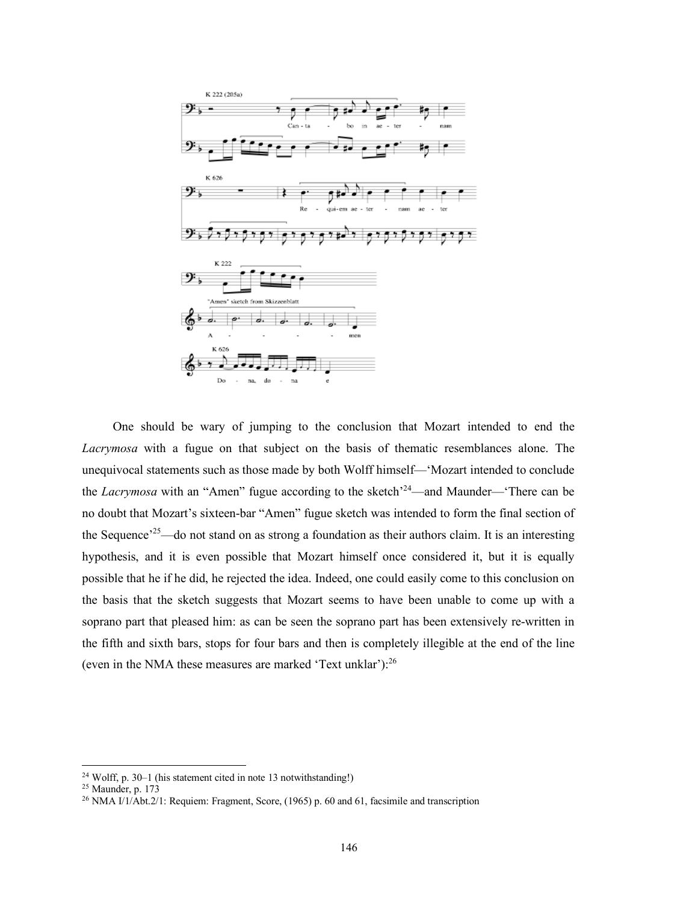One should be wary of jumping to the conclusion that Mozart intended to end the *Lacrymosa* with a fugue on that subject on the basis of thematic resemblances alone. The unequivocal statements such as those made by both Wolff himself—'Mozart intended to conclude the *Lacrymosa* with an "Amen" fugue according to the sketch'[24]—and Maunder—'There can be no doubt that Mozart's sixteen-bar "Amen" fugue sketch was intended to form the final section of the Sequence'[25]—do not stand on as strong a foundation as their authors claim. It is an interesting hypothesis, and it is even possible that Mozart himself once considered it, but it is equally possible that he if he did, he rejected the idea. Indeed, one could easily come to this conclusion on the basis that the sketch suggests that Mozart seems to have been unable to come up with a soprano part that pleased him: as can be seen the soprano part has been extensively re-written in the fifth and sixth bars, stops for four bars and then is completely illegible at the end of the line (even in the NMA these measures are marked 'Text unklar'):[26]

---

[24] Wolff, p. 30–1 (his statement cited in note 13 notwithstanding!)

[25] Maunder, p. 173

[26] NMA I/1/Abt.2/1: Requiem: Fragment, Score, (1965) p. 60 and 61, facsimile and transcription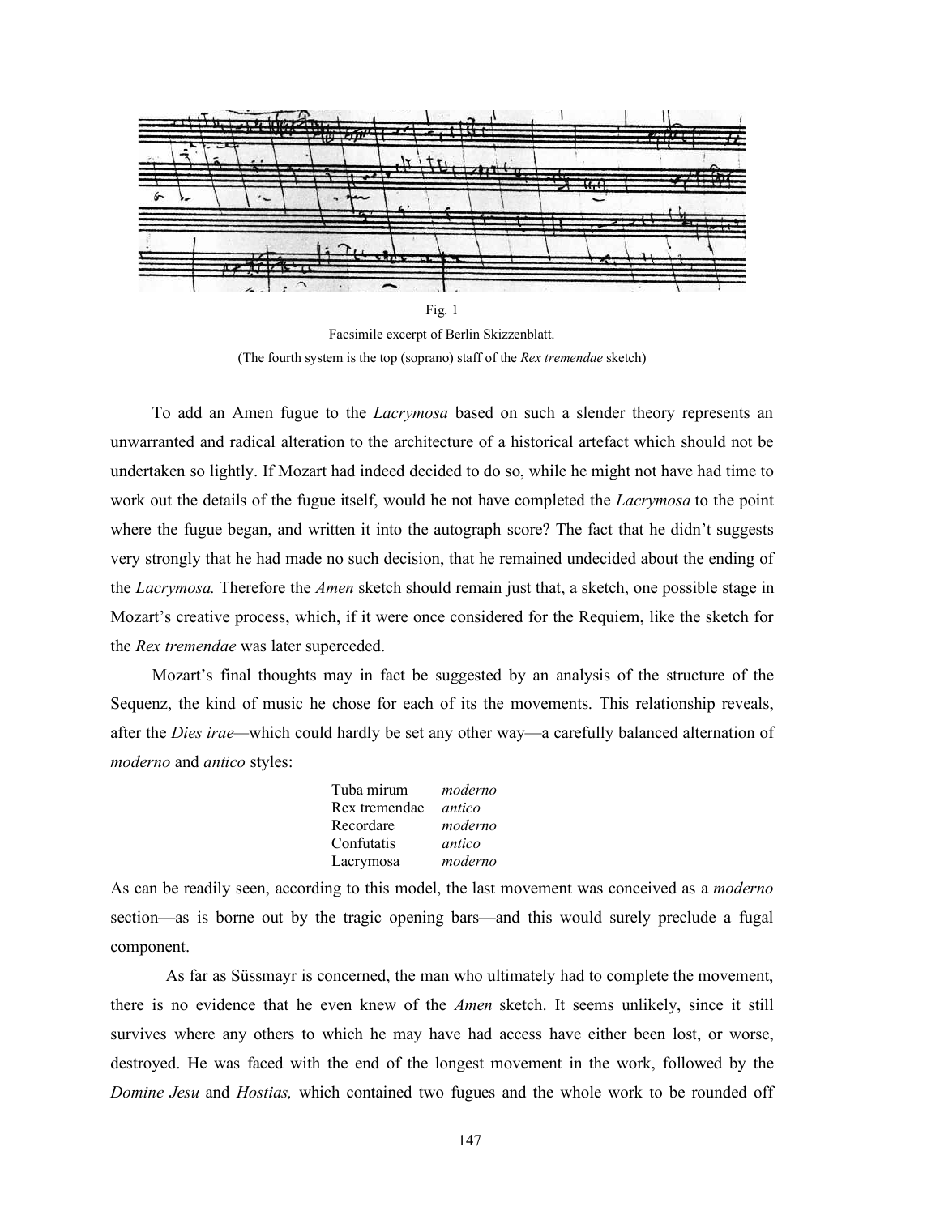Fig. 1

Facsimile excerpt of Berlin Skizzenblatt.

(The fourth system is the top (soprano) staff of the *Rex tremendae* sketch)

To add an Amen fugue to the *Lacrymosa* based on such a slender theory represents an unwarranted and radical alteration to the architecture of a historical artefact which should not be undertaken so lightly. If Mozart had indeed decided to do so, while he might not have had time to work out the details of the fugue itself, would he not have completed the *Lacrymosa* to the point where the fugue began, and written it into the autograph score? The fact that he didn't suggests very strongly that he had made no such decision, that he remained undecided about the ending of the *Lacrymosa.* Therefore the *Amen* sketch should remain just that, a sketch, one possible stage in Mozart's creative process, which, if it were once considered for the Requiem, like the sketch for the *Rex tremendae* was later superceded.

Mozart's final thoughts may in fact be suggested by an analysis of the structure of the Sequenz, the kind of music he chose for each of its the movements. This relationship reveals, after the *Dies irae*—which could hardly be set any other way—a carefully balanced alternation of *moderno* and *antico* styles:

| | |
|---|---|
| Tuba mirum | *moderno* |
| Rex tremendae | *antico* |
| Recordare | *moderno* |
| Confutatis | *antico* |
| Lacrymosa | *moderno* |

As can be readily seen, according to this model, the last movement was conceived as a *moderno* section—as is borne out by the tragic opening bars—and this would surely preclude a fugal component.

As far as Süssmayr is concerned, the man who ultimately had to complete the movement, there is no evidence that he even knew of the *Amen* sketch. It seems unlikely, since it still survives where any others to which he may have had access have either been lost, or worse, destroyed. He was faced with the end of the longest movement in the work, followed by the *Domine Jesu* and *Hostias,* which contained two fugues and the whole work to be rounded off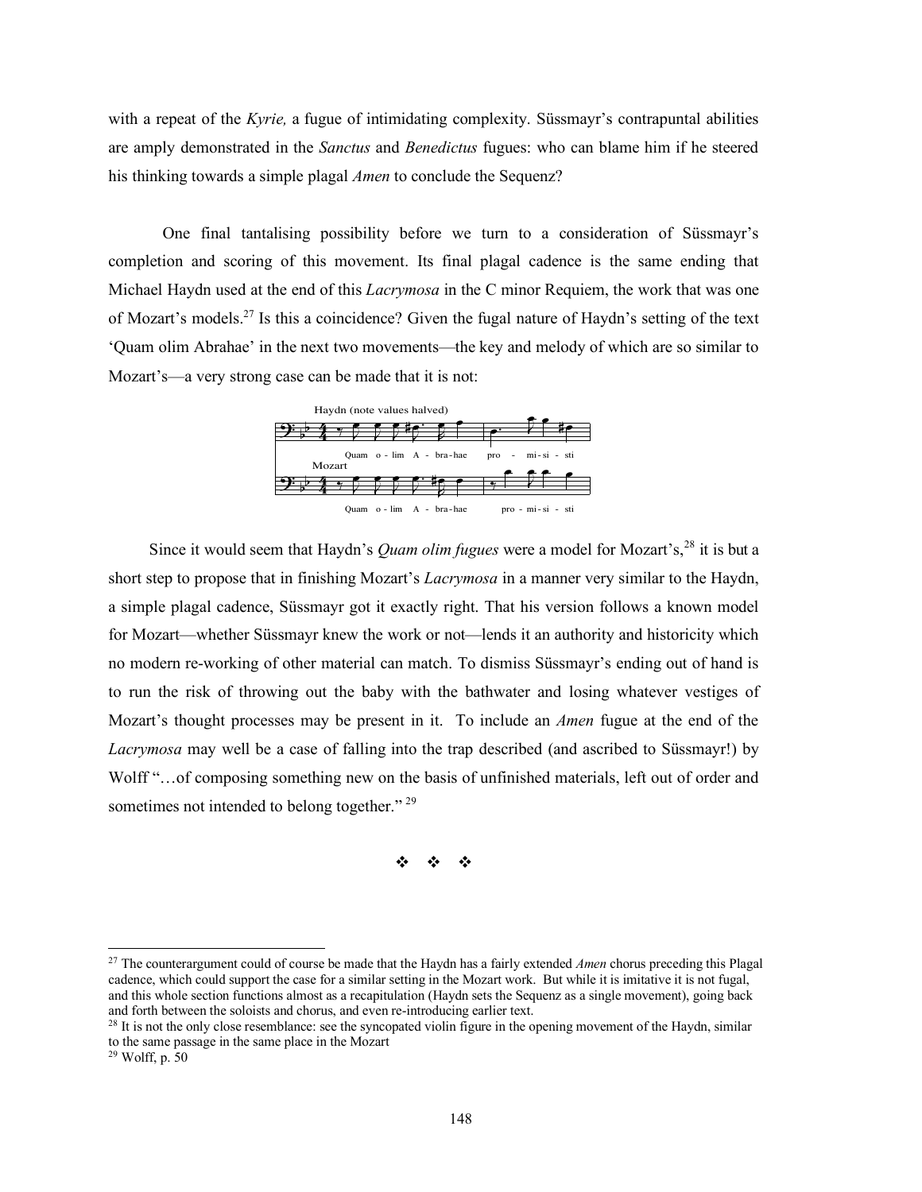with a repeat of the *Kyrie,* a fugue of intimidating complexity. Süssmayr's contrapuntal abilities are amply demonstrated in the *Sanctus* and *Benedictus* fugues: who can blame him if he steered his thinking towards a simple plagal *Amen* to conclude the Sequenz?

One final tantalising possibility before we turn to a consideration of Süssmayr's completion and scoring of this movement. Its final plagal cadence is the same ending that Michael Haydn used at the end of this *Lacrymosa* in the C minor Requiem, the work that was one of Mozart's models.[27] Is this a coincidence? Given the fugal nature of Haydn's setting of the text 'Quam olim Abrahae' in the next two movements—the key and melody of which are so similar to Mozart's—a very strong case can be made that it is not:

Haydn (note values halved)

Quam o - lim A - bra-hae pro - mi-si - sti

Mozart

Quam o - lim A - bra-hae pro - mi-si - sti

Since it would seem that Haydn's *Quam olim fugues* were a model for Mozart's,[28] it is but a short step to propose that in finishing Mozart's *Lacrymosa* in a manner very similar to the Haydn, a simple plagal cadence, Süssmayr got it exactly right. That his version follows a known model for Mozart—whether Süssmayr knew the work or not—lends it an authority and historicity which no modern re-working of other material can match. To dismiss Süssmayr's ending out of hand is to run the risk of throwing out the baby with the bathwater and losing whatever vestiges of Mozart's thought processes may be present in it. To include an *Amen* fugue at the end of the *Lacrymosa* may well be a case of falling into the trap described (and ascribed to Süssmayr!) by Wolff "…of composing something new on the basis of unfinished materials, left out of order and sometimes not intended to belong together."[29]

❖ ❖ ❖

---

[27] The counterargument could of course be made that the Haydn has a fairly extended *Amen* chorus preceding this Plagal cadence, which could support the case for a similar setting in the Mozart work. But while it is imitative it is not fugal, and this whole section functions almost as a recapitulation (Haydn sets the Sequenz as a single movement), going back and forth between the soloists and chorus, and even re-introducing earlier text.

[28] It is not the only close resemblance: see the syncopated violin figure in the opening movement of the Haydn, similar to the same passage in the same place in the Mozart

[29] Wolff, p. 50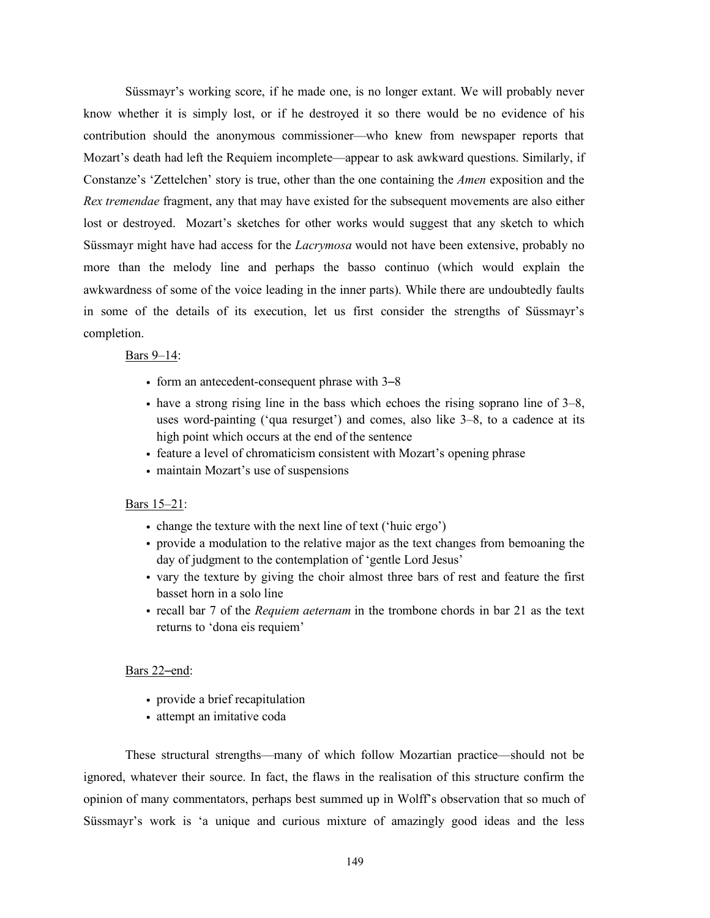Süssmayr's working score, if he made one, is no longer extant. We will probably never know whether it is simply lost, or if he destroyed it so there would be no evidence of his contribution should the anonymous commissioner—who knew from newspaper reports that Mozart's death had left the Requiem incomplete—appear to ask awkward questions. Similarly, if Constanze's 'Zettelchen' story is true, other than the one containing the *Amen* exposition and the *Rex tremendae* fragment, any that may have existed for the subsequent movements are also either lost or destroyed. Mozart's sketches for other works would suggest that any sketch to which Süssmayr might have had access for the *Lacrymosa* would not have been extensive, probably no more than the melody line and perhaps the basso continuo (which would explain the awkwardness of some of the voice leading in the inner parts). While there are undoubtedly faults in some of the details of its execution, let us first consider the strengths of Süssmayr's completion.

Bars 9–14:

- form an antecedent-consequent phrase with 3–8
- have a strong rising line in the bass which echoes the rising soprano line of 3–8, uses word-painting ('qua resurget') and comes, also like 3–8, to a cadence at its high point which occurs at the end of the sentence
- feature a level of chromaticism consistent with Mozart's opening phrase
- maintain Mozart's use of suspensions

Bars 15–21:

- change the texture with the next line of text ('huic ergo')
- provide a modulation to the relative major as the text changes from bemoaning the day of judgment to the contemplation of 'gentle Lord Jesus'
- vary the texture by giving the choir almost three bars of rest and feature the first basset horn in a solo line
- recall bar 7 of the *Requiem aeternam* in the trombone chords in bar 21 as the text returns to 'dona eis requiem'

Bars 22–end:

- provide a brief recapitulation
- attempt an imitative coda

These structural strengths—many of which follow Mozartian practice—should not be ignored, whatever their source. In fact, the flaws in the realisation of this structure confirm the opinion of many commentators, perhaps best summed up in Wolff's observation that so much of Süssmayr's work is 'a unique and curious mixture of amazingly good ideas and the less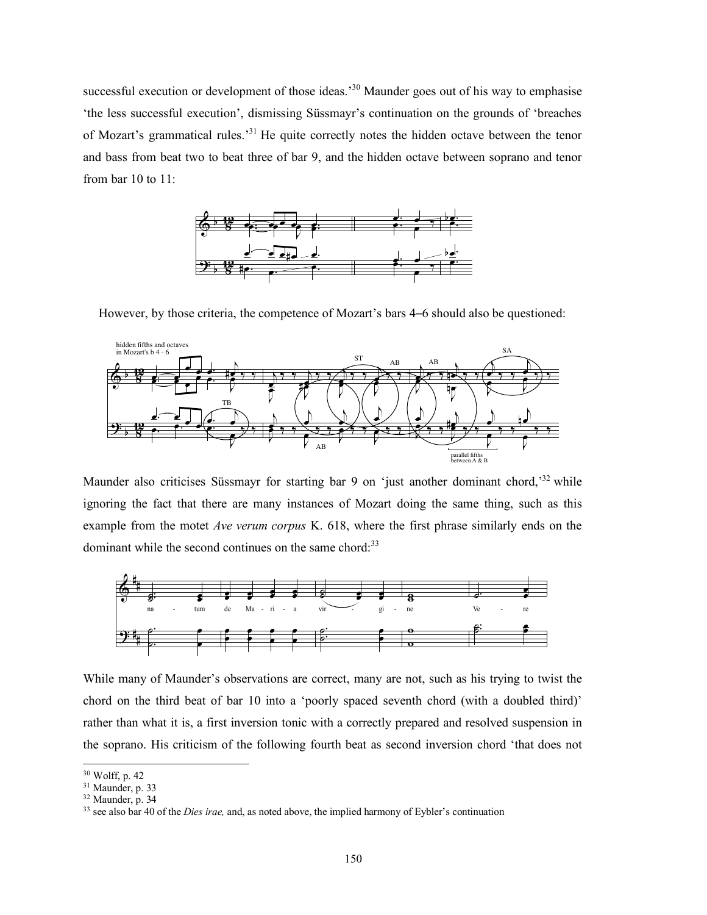successful execution or development of those ideas.'[30] Maunder goes out of his way to emphasise 'the less successful execution', dismissing Süssmayr's continuation on the grounds of 'breaches of Mozart's grammatical rules.'[31] He quite correctly notes the hidden octave between the tenor and bass from beat two to beat three of bar 9, and the hidden octave between soprano and tenor from bar 10 to 11:

However, by those criteria, the competence of Mozart's bars 4–6 should also be questioned:

Maunder also criticises Süssmayr for starting bar 9 on 'just another dominant chord,'[32] while ignoring the fact that there are many instances of Mozart doing the same thing, such as this example from the motet *Ave verum corpus* K. 618, where the first phrase similarly ends on the dominant while the second continues on the same chord:[33]

While many of Maunder's observations are correct, many are not, such as his trying to twist the chord on the third beat of bar 10 into a 'poorly spaced seventh chord (with a doubled third)' rather than what it is, a first inversion tonic with a correctly prepared and resolved suspension in the soprano. His criticism of the following fourth beat as second inversion chord 'that does not

---

[30] Wolff, p. 42

[31] Maunder, p. 33

[32] Maunder, p. 34

[33] see also bar 40 of the *Dies irae,* and, as noted above, the implied harmony of Eybler's continuation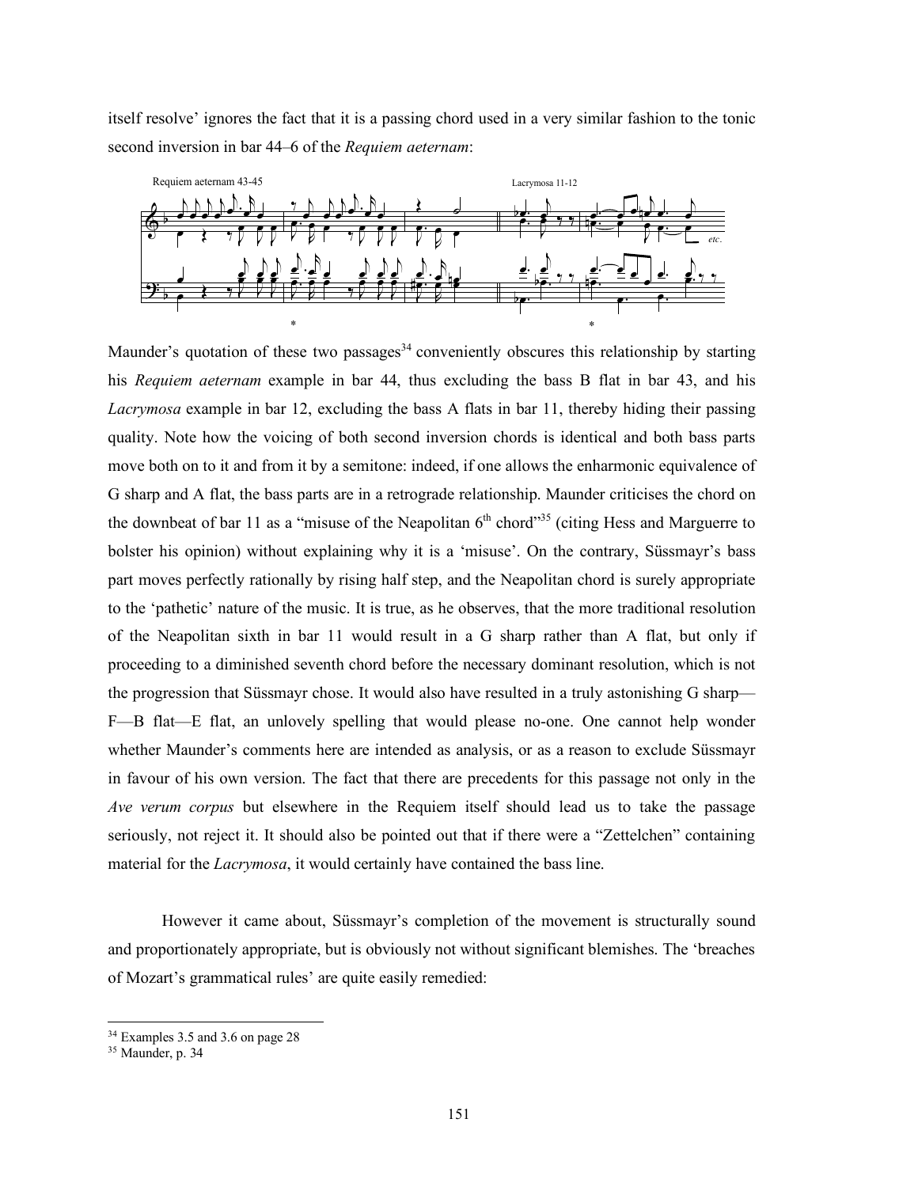itself resolve' ignores the fact that it is a passing chord used in a very similar fashion to the tonic second inversion in bar 44–6 of the *Requiem aeternam*:

Requiem aeternam 43-45 &nbsp;&nbsp;&nbsp;&nbsp; Lacrymosa 11-12

Maunder's quotation of these two passages[34] conveniently obscures this relationship by starting his *Requiem aeternam* example in bar 44, thus excluding the bass B flat in bar 43, and his *Lacrymosa* example in bar 12, excluding the bass A flats in bar 11, thereby hiding their passing quality. Note how the voicing of both second inversion chords is identical and both bass parts move both on to it and from it by a semitone: indeed, if one allows the enharmonic equivalence of G sharp and A flat, the bass parts are in a retrograde relationship. Maunder criticises the chord on the downbeat of bar 11 as a "misuse of the Neapolitan 6th chord"[35] (citing Hess and Marguerre to bolster his opinion) without explaining why it is a 'misuse'. On the contrary, Süssmayr's bass part moves perfectly rationally by rising half step, and the Neapolitan chord is surely appropriate to the 'pathetic' nature of the music. It is true, as he observes, that the more traditional resolution of the Neapolitan sixth in bar 11 would result in a G sharp rather than A flat, but only if proceeding to a diminished seventh chord before the necessary dominant resolution, which is not the progression that Süssmayr chose. It would also have resulted in a truly astonishing G sharp—F—B flat—E flat, an unlovely spelling that would please no-one. One cannot help wonder whether Maunder's comments here are intended as analysis, or as a reason to exclude Süssmayr in favour of his own version. The fact that there are precedents for this passage not only in the *Ave verum corpus* but elsewhere in the Requiem itself should lead us to take the passage seriously, not reject it. It should also be pointed out that if there were a "Zettelchen" containing material for the *Lacrymosa*, it would certainly have contained the bass line.

However it came about, Süssmayr's completion of the movement is structurally sound and proportionately appropriate, but is obviously not without significant blemishes. The 'breaches of Mozart's grammatical rules' are quite easily remedied:

---

[34] Examples 3.5 and 3.6 on page 28

[35] Maunder, p. 34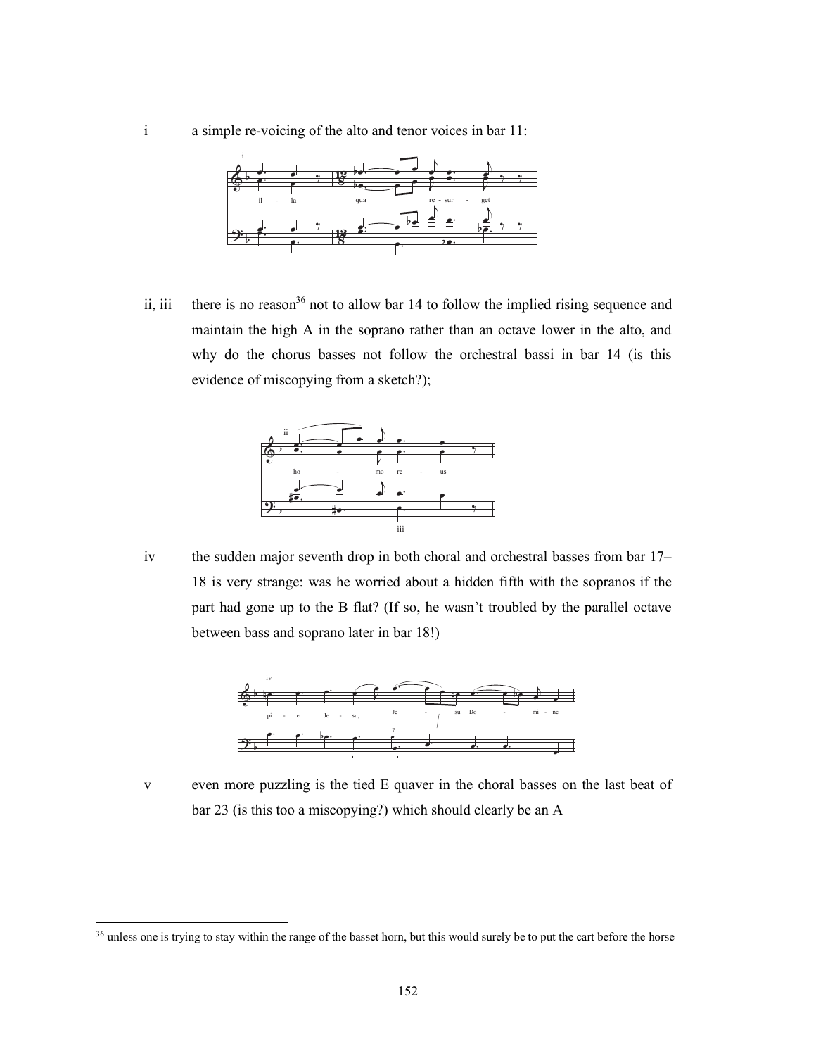i a simple re-voicing of the alto and tenor voices in bar 11:

ii, iii there is no reason[36] not to allow bar 14 to follow the implied rising sequence and maintain the high A in the soprano rather than an octave lower in the alto, and why do the chorus basses not follow the orchestral bassi in bar 14 (is this evidence of miscopying from a sketch?);

iv the sudden major seventh drop in both choral and orchestral basses from bar 17–18 is very strange: was he worried about a hidden fifth with the sopranos if the part had gone up to the B flat? (If so, he wasn't troubled by the parallel octave between bass and soprano later in bar 18!)

v even more puzzling is the tied E quaver in the choral basses on the last beat of bar 23 (is this too a miscopying?) which should clearly be an A

[36] unless one is trying to stay within the range of the basset horn, but this would surely be to put the cart before the horse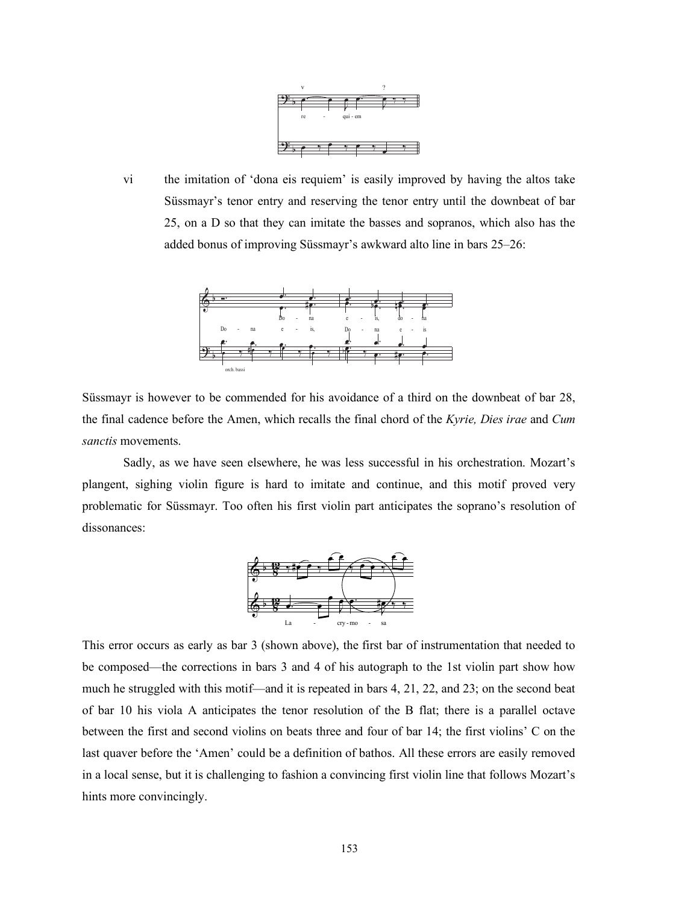vi the imitation of 'dona eis requiem' is easily improved by having the altos take Süssmayr's tenor entry and reserving the tenor entry until the downbeat of bar 25, on a D so that they can imitate the basses and sopranos, which also has the added bonus of improving Süssmayr's awkward alto line in bars 25–26:

Süssmayr is however to be commended for his avoidance of a third on the downbeat of bar 28, the final cadence before the Amen, which recalls the final chord of the *Kyrie, Dies irae* and *Cum sanctis* movements.

Sadly, as we have seen elsewhere, he was less successful in his orchestration. Mozart's plangent, sighing violin figure is hard to imitate and continue, and this motif proved very problematic for Süssmayr. Too often his first violin part anticipates the soprano's resolution of dissonances:

This error occurs as early as bar 3 (shown above), the first bar of instrumentation that needed to be composed—the corrections in bars 3 and 4 of his autograph to the 1st violin part show how much he struggled with this motif—and it is repeated in bars 4, 21, 22, and 23; on the second beat of bar 10 his viola A anticipates the tenor resolution of the B flat; there is a parallel octave between the first and second violins on beats three and four of bar 14; the first violins' C on the last quaver before the 'Amen' could be a definition of bathos. All these errors are easily removed in a local sense, but it is challenging to fashion a convincing first violin line that follows Mozart's hints more convincingly.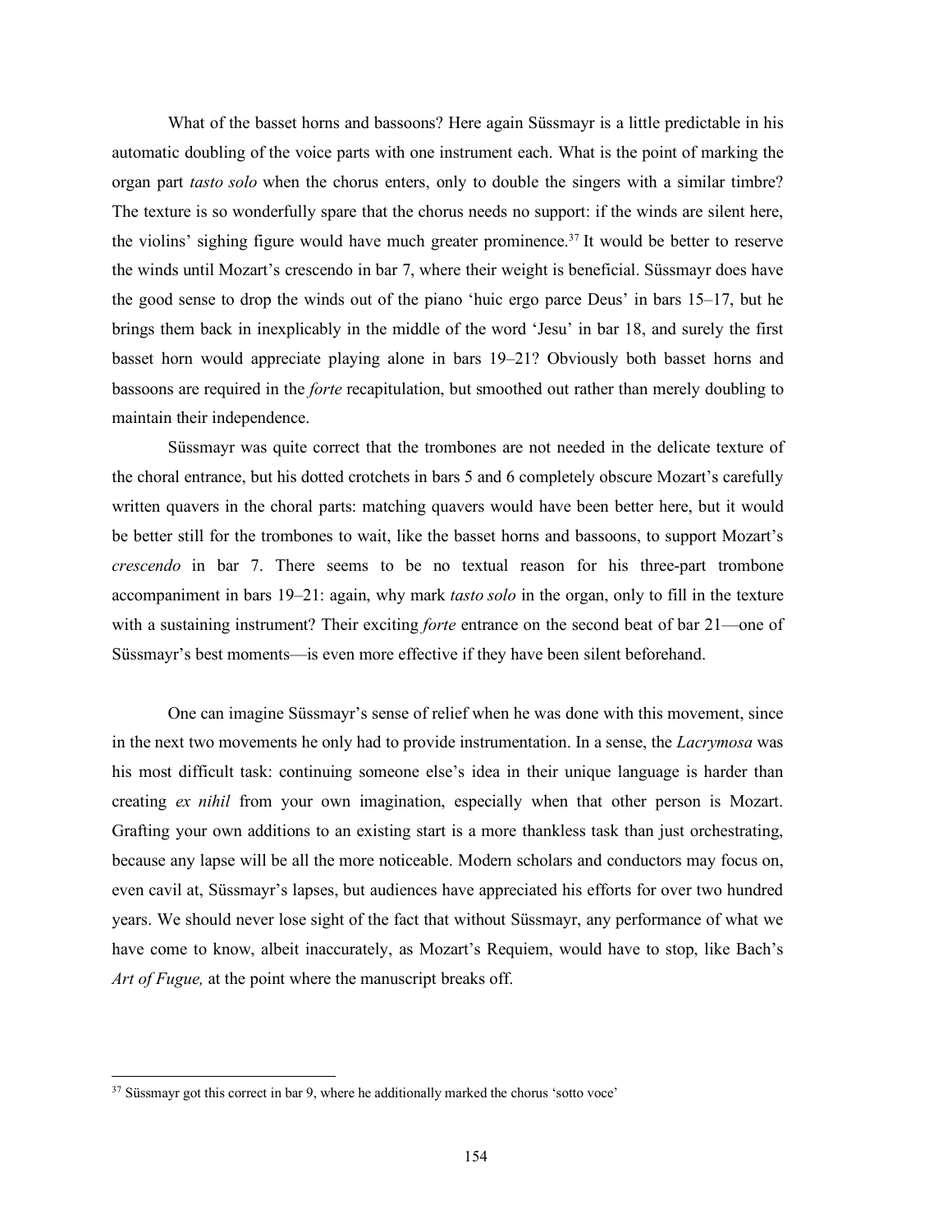What of the basset horns and bassoons? Here again Süssmayr is a little predictable in his automatic doubling of the voice parts with one instrument each. What is the point of marking the organ part *tasto solo* when the chorus enters, only to double the singers with a similar timbre? The texture is so wonderfully spare that the chorus needs no support: if the winds are silent here, the violins' sighing figure would have much greater prominence.[37] It would be better to reserve the winds until Mozart's crescendo in bar 7, where their weight is beneficial. Süssmayr does have the good sense to drop the winds out of the piano 'huic ergo parce Deus' in bars 15–17, but he brings them back in inexplicably in the middle of the word 'Jesu' in bar 18, and surely the first basset horn would appreciate playing alone in bars 19–21? Obviously both basset horns and bassoons are required in the *forte* recapitulation, but smoothed out rather than merely doubling to maintain their independence.

Süssmayr was quite correct that the trombones are not needed in the delicate texture of the choral entrance, but his dotted crotchets in bars 5 and 6 completely obscure Mozart's carefully written quavers in the choral parts: matching quavers would have been better here, but it would be better still for the trombones to wait, like the basset horns and bassoons, to support Mozart's *crescendo* in bar 7. There seems to be no textual reason for his three-part trombone accompaniment in bars 19–21: again, why mark *tasto solo* in the organ, only to fill in the texture with a sustaining instrument? Their exciting *forte* entrance on the second beat of bar 21—one of Süssmayr's best moments—is even more effective if they have been silent beforehand.

One can imagine Süssmayr's sense of relief when he was done with this movement, since in the next two movements he only had to provide instrumentation. In a sense, the *Lacrymosa* was his most difficult task: continuing someone else's idea in their unique language is harder than creating *ex nihil* from your own imagination, especially when that other person is Mozart. Grafting your own additions to an existing start is a more thankless task than just orchestrating, because any lapse will be all the more noticeable. Modern scholars and conductors may focus on, even cavil at, Süssmayr's lapses, but audiences have appreciated his efforts for over two hundred years. We should never lose sight of the fact that without Süssmayr, any performance of what we have come to know, albeit inaccurately, as Mozart's Requiem, would have to stop, like Bach's *Art of Fugue,* at the point where the manuscript breaks off.

---

[37] Süssmayr got this correct in bar 9, where he additionally marked the chorus 'sotto voce'